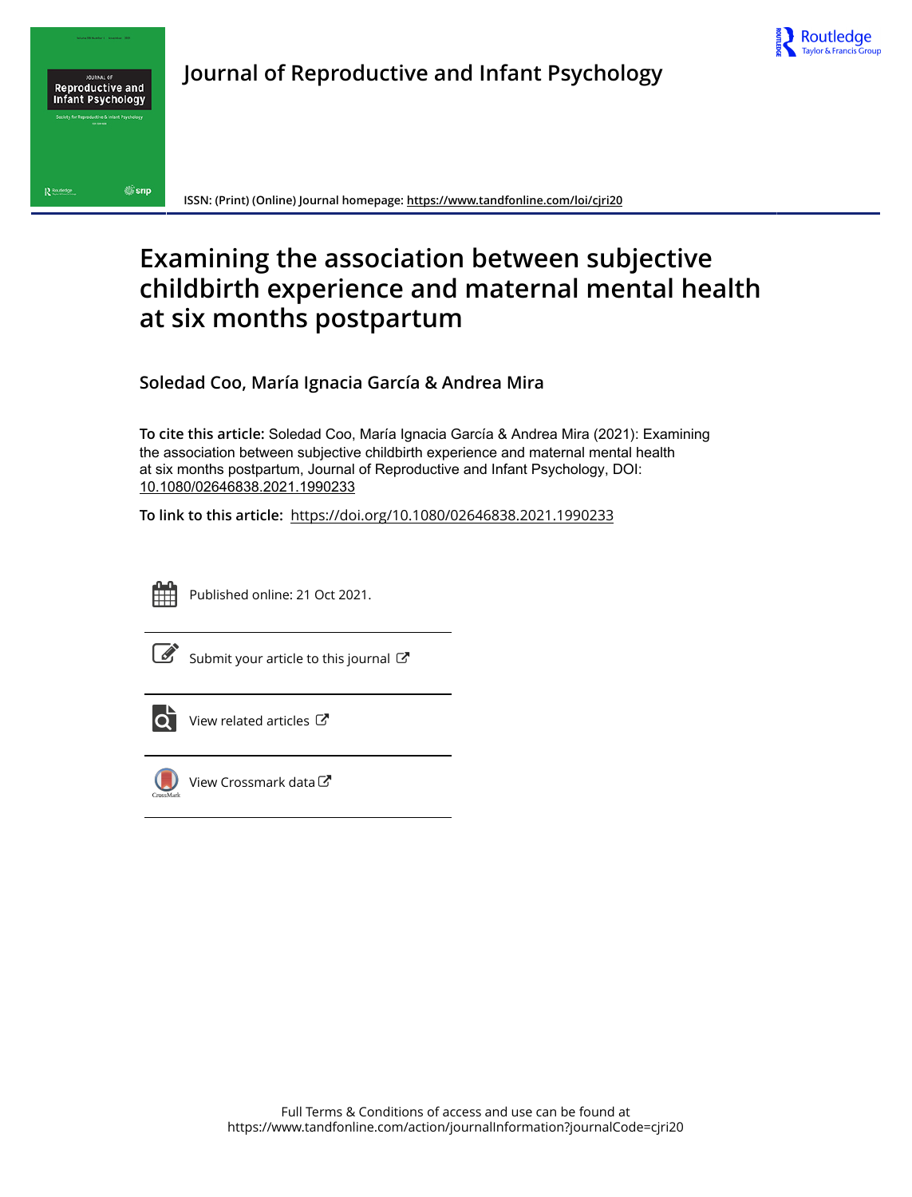# Journal of Reproductive and Infant Psychology

ISSN: (Print) (Online) Journal homepage: https://www.tandfonline.com/loi/cjri20

# Examining the association between subjective childbirth experience and maternal mental health at six months postpartum

**Soledad Coo, María Ignacia García & Andrea Mira**

**To cite this article:** Soledad Coo, María Ignacia García & Andrea Mira (2021): Examining the association between subjective childbirth experience and maternal mental health at six months postpartum, Journal of Reproductive and Infant Psychology, DOI: 10.1080/02646838.2021.1990233

**To link to this article:** https://doi.org/10.1080/02646838.2021.1990233

Published online: 21 Oct 2021.

Submit your article to this journal

View related articles

View Crossmark data

Full Terms & Conditions of access and use can be found at
https://www.tandfonline.com/action/journalInformation?journalCode=cjri20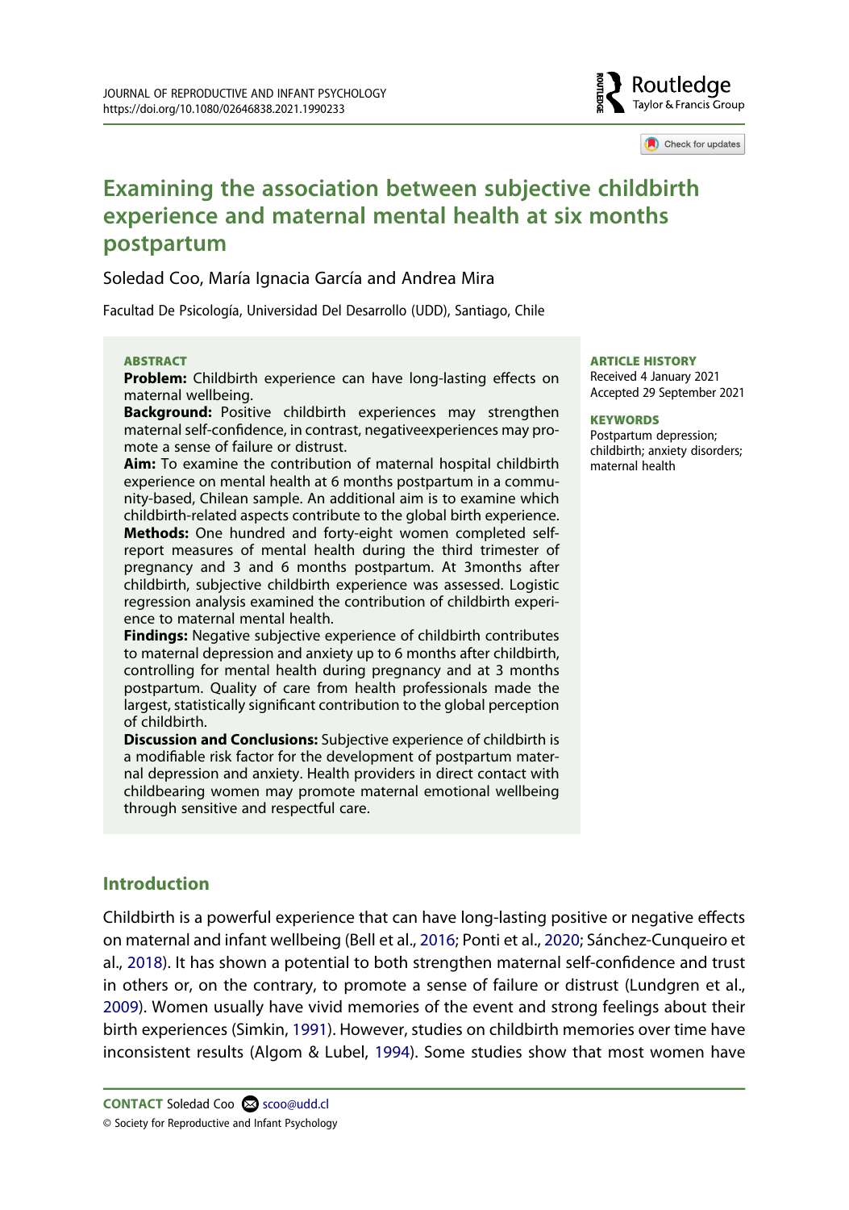# Examining the association between subjective childbirth experience and maternal mental health at six months postpartum

Soledad Coo, María Ignacia García and Andrea Mira

Facultad De Psicología, Universidad Del Desarrollo (UDD), Santiago, Chile

**ABSTRACT**

**Problem:** Childbirth experience can have long-lasting effects on maternal wellbeing.

**Background:** Positive childbirth experiences may strengthen maternal self-confidence, in contrast, negativeexperiences may promote a sense of failure or distrust.

**Aim:** To examine the contribution of maternal hospital childbirth experience on mental health at 6 months postpartum in a community-based, Chilean sample. An additional aim is to examine which childbirth-related aspects contribute to the global birth experience.

**Methods:** One hundred and forty-eight women completed self-report measures of mental health during the third trimester of pregnancy and 3 and 6 months postpartum. At 3months after childbirth, subjective childbirth experience was assessed. Logistic regression analysis examined the contribution of childbirth experience to maternal mental health.

**Findings:** Negative subjective experience of childbirth contributes to maternal depression and anxiety up to 6 months after childbirth, controlling for mental health during pregnancy and at 3 months postpartum. Quality of care from health professionals made the largest, statistically significant contribution to the global perception of childbirth.

**Discussion and Conclusions:** Subjective experience of childbirth is a modifiable risk factor for the development of postpartum maternal depression and anxiety. Health providers in direct contact with childbearing women may promote maternal emotional wellbeing through sensitive and respectful care.

**ARTICLE HISTORY**

Received 4 January 2021
Accepted 29 September 2021

**KEYWORDS**

Postpartum depression; childbirth; anxiety disorders; maternal health

## Introduction

Childbirth is a powerful experience that can have long-lasting positive or negative effects on maternal and infant wellbeing (Bell et al., 2016; Ponti et al., 2020; Sánchez-Cunqueiro et al., 2018). It has shown a potential to both strengthen maternal self-confidence and trust in others or, on the contrary, to promote a sense of failure or distrust (Lundgren et al., 2009). Women usually have vivid memories of the event and strong feelings about their birth experiences (Simkin, 1991). However, studies on childbirth memories over time have inconsistent results (Algom & Lubel, 1994). Some studies show that most women have

**CONTACT** Soledad Coo scoo@udd.cl

© Society for Reproductive and Infant Psychology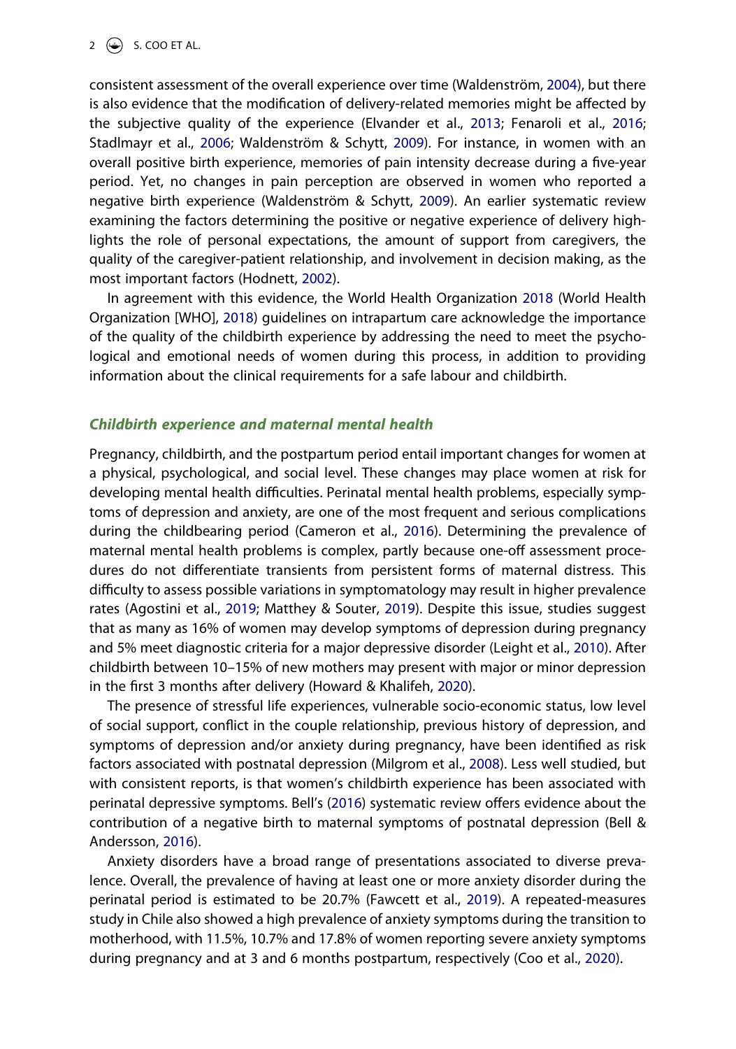consistent assessment of the overall experience over time (Waldenström, 2004), but there is also evidence that the modification of delivery-related memories might be affected by the subjective quality of the experience (Elvander et al., 2013; Fenaroli et al., 2016; Stadlmayr et al., 2006; Waldenström & Schytt, 2009). For instance, in women with an overall positive birth experience, memories of pain intensity decrease during a five-year period. Yet, no changes in pain perception are observed in women who reported a negative birth experience (Waldenström & Schytt, 2009). An earlier systematic review examining the factors determining the positive or negative experience of delivery highlights the role of personal expectations, the amount of support from caregivers, the quality of the caregiver-patient relationship, and involvement in decision making, as the most important factors (Hodnett, 2002).

In agreement with this evidence, the World Health Organization 2018 (World Health Organization [WHO], 2018) guidelines on intrapartum care acknowledge the importance of the quality of the childbirth experience by addressing the need to meet the psychological and emotional needs of women during this process, in addition to providing information about the clinical requirements for a safe labour and childbirth.

### *Childbirth experience and maternal mental health*

Pregnancy, childbirth, and the postpartum period entail important changes for women at a physical, psychological, and social level. These changes may place women at risk for developing mental health difficulties. Perinatal mental health problems, especially symptoms of depression and anxiety, are one of the most frequent and serious complications during the childbearing period (Cameron et al., 2016). Determining the prevalence of maternal mental health problems is complex, partly because one-off assessment procedures do not differentiate transients from persistent forms of maternal distress. This difficulty to assess possible variations in symptomatology may result in higher prevalence rates (Agostini et al., 2019; Matthey & Souter, 2019). Despite this issue, studies suggest that as many as 16% of women may develop symptoms of depression during pregnancy and 5% meet diagnostic criteria for a major depressive disorder (Leight et al., 2010). After childbirth between 10–15% of new mothers may present with major or minor depression in the first 3 months after delivery (Howard & Khalifeh, 2020).

The presence of stressful life experiences, vulnerable socio-economic status, low level of social support, conflict in the couple relationship, previous history of depression, and symptoms of depression and/or anxiety during pregnancy, have been identified as risk factors associated with postnatal depression (Milgrom et al., 2008). Less well studied, but with consistent reports, is that women's childbirth experience has been associated with perinatal depressive symptoms. Bell's (2016) systematic review offers evidence about the contribution of a negative birth to maternal symptoms of postnatal depression (Bell & Andersson, 2016).

Anxiety disorders have a broad range of presentations associated to diverse prevalence. Overall, the prevalence of having at least one or more anxiety disorder during the perinatal period is estimated to be 20.7% (Fawcett et al., 2019). A repeated-measures study in Chile also showed a high prevalence of anxiety symptoms during the transition to motherhood, with 11.5%, 10.7% and 17.8% of women reporting severe anxiety symptoms during pregnancy and at 3 and 6 months postpartum, respectively (Coo et al., 2020).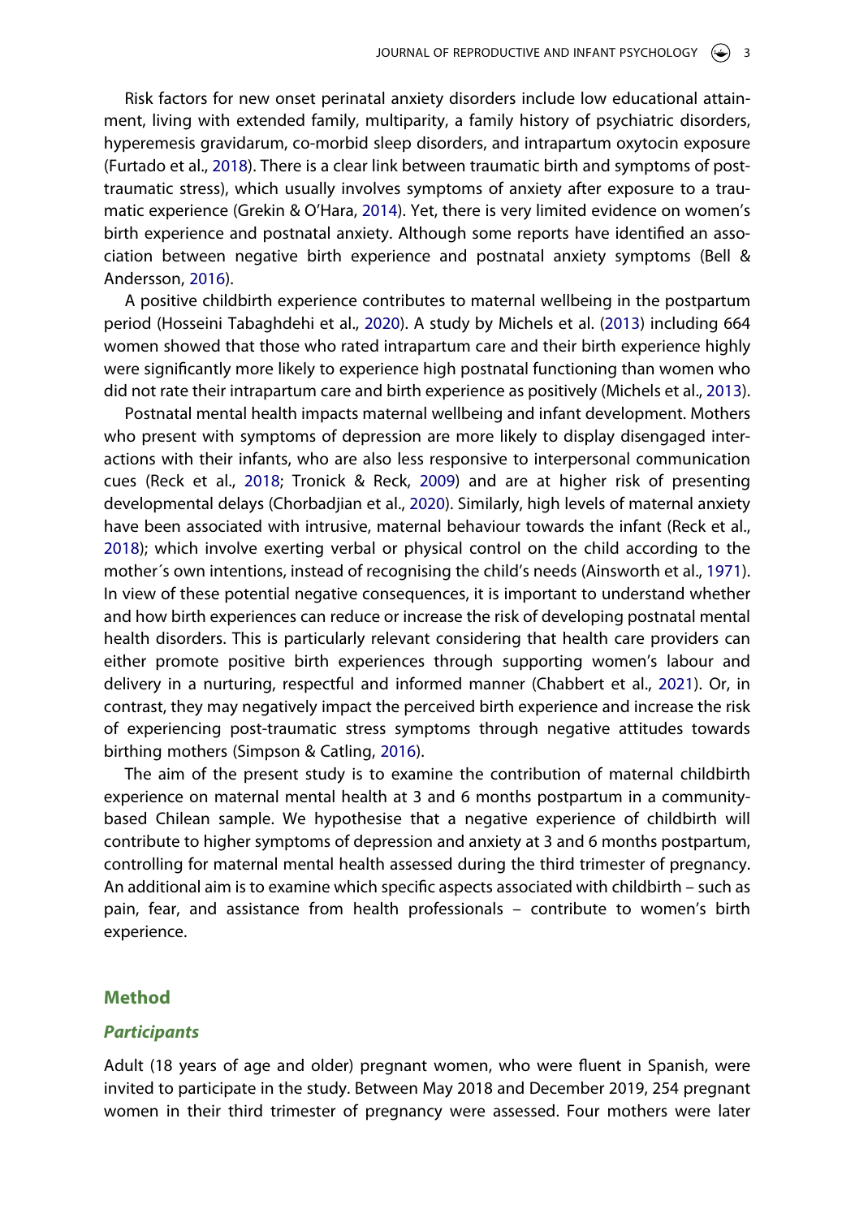Risk factors for new onset perinatal anxiety disorders include low educational attainment, living with extended family, multiparity, a family history of psychiatric disorders, hyperemesis gravidarum, co-morbid sleep disorders, and intrapartum oxytocin exposure (Furtado et al., 2018). There is a clear link between traumatic birth and symptoms of post-traumatic stress), which usually involves symptoms of anxiety after exposure to a traumatic experience (Grekin & O'Hara, 2014). Yet, there is very limited evidence on women's birth experience and postnatal anxiety. Although some reports have identified an association between negative birth experience and postnatal anxiety symptoms (Bell & Andersson, 2016).

A positive childbirth experience contributes to maternal wellbeing in the postpartum period (Hosseini Tabaghdehi et al., 2020). A study by Michels et al. (2013) including 664 women showed that those who rated intrapartum care and their birth experience highly were significantly more likely to experience high postnatal functioning than women who did not rate their intrapartum care and birth experience as positively (Michels et al., 2013).

Postnatal mental health impacts maternal wellbeing and infant development. Mothers who present with symptoms of depression are more likely to display disengaged interactions with their infants, who are also less responsive to interpersonal communication cues (Reck et al., 2018; Tronick & Reck, 2009) and are at higher risk of presenting developmental delays (Chorbadjian et al., 2020). Similarly, high levels of maternal anxiety have been associated with intrusive, maternal behaviour towards the infant (Reck et al., 2018); which involve exerting verbal or physical control on the child according to the mother´s own intentions, instead of recognising the child's needs (Ainsworth et al., 1971). In view of these potential negative consequences, it is important to understand whether and how birth experiences can reduce or increase the risk of developing postnatal mental health disorders. This is particularly relevant considering that health care providers can either promote positive birth experiences through supporting women's labour and delivery in a nurturing, respectful and informed manner (Chabbert et al., 2021). Or, in contrast, they may negatively impact the perceived birth experience and increase the risk of experiencing post-traumatic stress symptoms through negative attitudes towards birthing mothers (Simpson & Catling, 2016).

The aim of the present study is to examine the contribution of maternal childbirth experience on maternal mental health at 3 and 6 months postpartum in a community-based Chilean sample. We hypothesise that a negative experience of childbirth will contribute to higher symptoms of depression and anxiety at 3 and 6 months postpartum, controlling for maternal mental health assessed during the third trimester of pregnancy. An additional aim is to examine which specific aspects associated with childbirth – such as pain, fear, and assistance from health professionals – contribute to women's birth experience.

## Method

### *Participants*

Adult (18 years of age and older) pregnant women, who were fluent in Spanish, were invited to participate in the study. Between May 2018 and December 2019, 254 pregnant women in their third trimester of pregnancy were assessed. Four mothers were later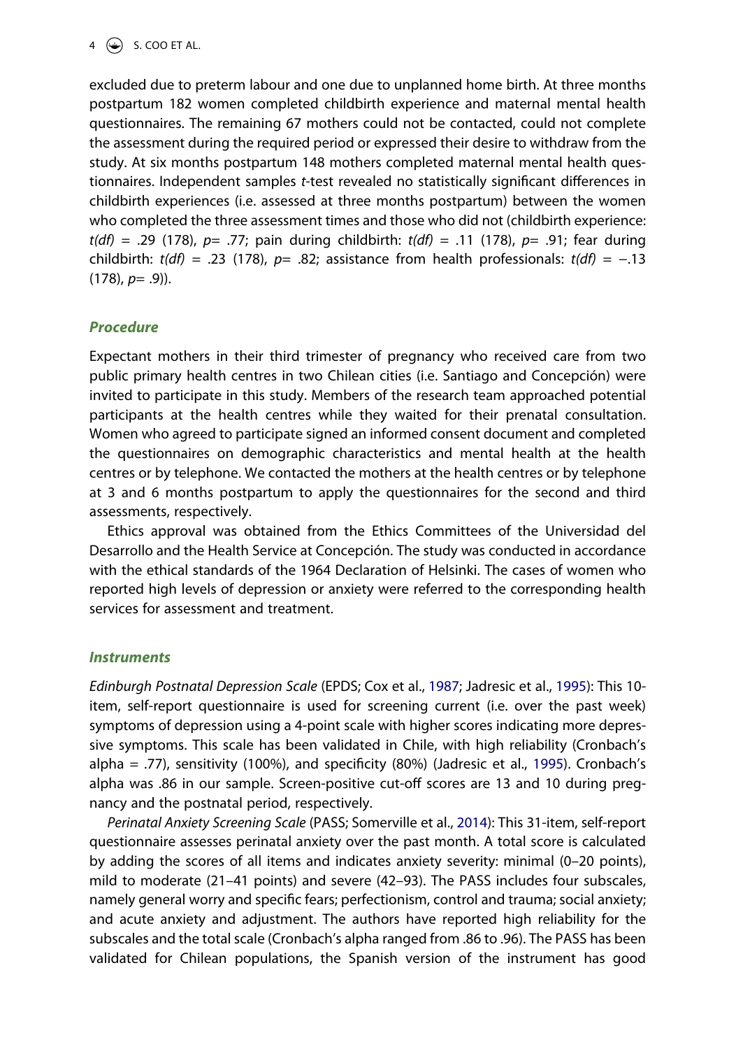excluded due to preterm labour and one due to unplanned home birth. At three months postpartum 182 women completed childbirth experience and maternal mental health questionnaires. The remaining 67 mothers could not be contacted, could not complete the assessment during the required period or expressed their desire to withdraw from the study. At six months postpartum 148 mothers completed maternal mental health questionnaires. Independent samples *t*-test revealed no statistically significant differences in childbirth experiences (i.e. assessed at three months postpartum) between the women who completed the three assessment times and those who did not (childbirth experience: $t(df)$ = .29 (178), $p$= .77; pain during childbirth: $t(df)$ = .11 (178), $p$= .91; fear during childbirth: $t(df)$ = .23 (178), $p$= .82; assistance from health professionals: $t(df)$ = −.13 (178), $p$= .9)).

## Procedure

Expectant mothers in their third trimester of pregnancy who received care from two public primary health centres in two Chilean cities (i.e. Santiago and Concepción) were invited to participate in this study. Members of the research team approached potential participants at the health centres while they waited for their prenatal consultation. Women who agreed to participate signed an informed consent document and completed the questionnaires on demographic characteristics and mental health at the health centres or by telephone. We contacted the mothers at the health centres or by telephone at 3 and 6 months postpartum to apply the questionnaires for the second and third assessments, respectively.

Ethics approval was obtained from the Ethics Committees of the Universidad del Desarrollo and the Health Service at Concepción. The study was conducted in accordance with the ethical standards of the 1964 Declaration of Helsinki. The cases of women who reported high levels of depression or anxiety were referred to the corresponding health services for assessment and treatment.

## Instruments

*Edinburgh Postnatal Depression Scale* (EPDS; Cox et al., 1987; Jadresic et al., 1995): This 10-item, self-report questionnaire is used for screening current (i.e. over the past week) symptoms of depression using a 4-point scale with higher scores indicating more depressive symptoms. This scale has been validated in Chile, with high reliability (Cronbach's alpha = .77), sensitivity (100%), and specificity (80%) (Jadresic et al., 1995). Cronbach's alpha was .86 in our sample. Screen-positive cut-off scores are 13 and 10 during pregnancy and the postnatal period, respectively.

*Perinatal Anxiety Screening Scale* (PASS; Somerville et al., 2014): This 31-item, self-report questionnaire assesses perinatal anxiety over the past month. A total score is calculated by adding the scores of all items and indicates anxiety severity: minimal (0–20 points), mild to moderate (21–41 points) and severe (42–93). The PASS includes four subscales, namely general worry and specific fears; perfectionism, control and trauma; social anxiety; and acute anxiety and adjustment. The authors have reported high reliability for the subscales and the total scale (Cronbach's alpha ranged from .86 to .96). The PASS has been validated for Chilean populations, the Spanish version of the instrument has good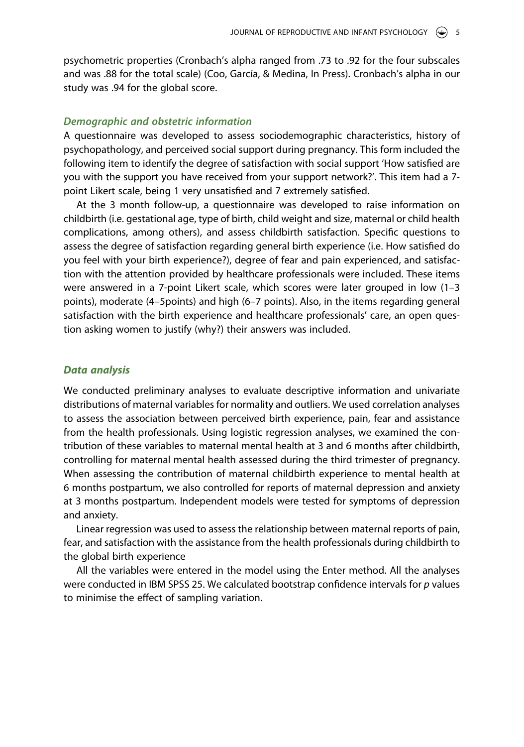psychometric properties (Cronbach's alpha ranged from .73 to .92 for the four subscales and was .88 for the total scale) (Coo, García, & Medina, In Press). Cronbach's alpha in our study was .94 for the global score.

### *Demographic and obstetric information*

A questionnaire was developed to assess sociodemographic characteristics, history of psychopathology, and perceived social support during pregnancy. This form included the following item to identify the degree of satisfaction with social support 'How satisfied are you with the support you have received from your support network?'. This item had a 7-point Likert scale, being 1 very unsatisfied and 7 extremely satisfied.

At the 3 month follow-up, a questionnaire was developed to raise information on childbirth (i.e. gestational age, type of birth, child weight and size, maternal or child health complications, among others), and assess childbirth satisfaction. Specific questions to assess the degree of satisfaction regarding general birth experience (i.e. How satisfied do you feel with your birth experience?), degree of fear and pain experienced, and satisfaction with the attention provided by healthcare professionals were included. These items were answered in a 7-point Likert scale, which scores were later grouped in low (1–3 points), moderate (4–5points) and high (6–7 points). Also, in the items regarding general satisfaction with the birth experience and healthcare professionals' care, an open question asking women to justify (why?) their answers was included.

### *Data analysis*

We conducted preliminary analyses to evaluate descriptive information and univariate distributions of maternal variables for normality and outliers. We used correlation analyses to assess the association between perceived birth experience, pain, fear and assistance from the health professionals. Using logistic regression analyses, we examined the contribution of these variables to maternal mental health at 3 and 6 months after childbirth, controlling for maternal mental health assessed during the third trimester of pregnancy. When assessing the contribution of maternal childbirth experience to mental health at 6 months postpartum, we also controlled for reports of maternal depression and anxiety at 3 months postpartum. Independent models were tested for symptoms of depression and anxiety.

Linear regression was used to assess the relationship between maternal reports of pain, fear, and satisfaction with the assistance from the health professionals during childbirth to the global birth experience

All the variables were entered in the model using the Enter method. All the analyses were conducted in IBM SPSS 25. We calculated bootstrap confidence intervals for *p* values to minimise the effect of sampling variation.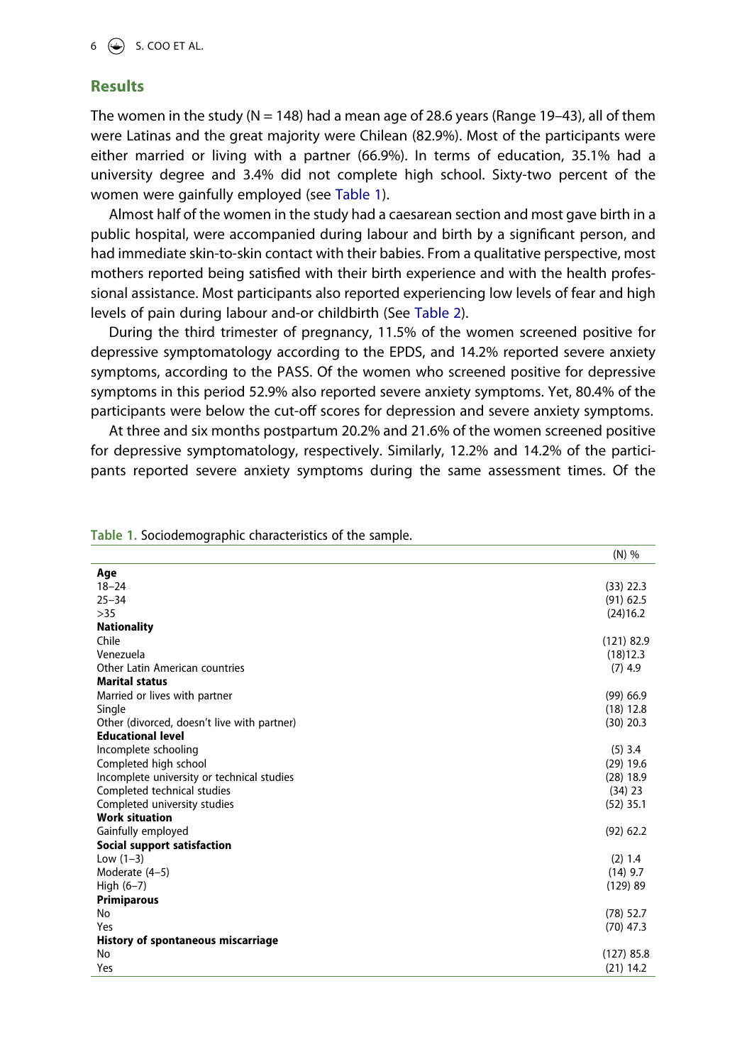## Results

The women in the study (N = 148) had a mean age of 28.6 years (Range 19–43), all of them were Latinas and the great majority were Chilean (82.9%). Most of the participants were either married or living with a partner (66.9%). In terms of education, 35.1% had a university degree and 3.4% did not complete high school. Sixty-two percent of the women were gainfully employed (see Table 1).

Almost half of the women in the study had a caesarean section and most gave birth in a public hospital, were accompanied during labour and birth by a significant person, and had immediate skin-to-skin contact with their babies. From a qualitative perspective, most mothers reported being satisfied with their birth experience and with the health professional assistance. Most participants also reported experiencing low levels of fear and high levels of pain during labour and-or childbirth (See Table 2).

During the third trimester of pregnancy, 11.5% of the women screened positive for depressive symptomatology according to the EPDS, and 14.2% reported severe anxiety symptoms, according to the PASS. Of the women who screened positive for depressive symptoms in this period 52.9% also reported severe anxiety symptoms. Yet, 80.4% of the participants were below the cut-off scores for depression and severe anxiety symptoms.

At three and six months postpartum 20.2% and 21.6% of the women screened positive for depressive symptomatology, respectively. Similarly, 12.2% and 14.2% of the participants reported severe anxiety symptoms during the same assessment times. Of the

Table 1. Sociodemographic characteristics of the sample.

| | (N) % |
|---|---|
| **Age** | |
| 18–24 | (33) 22.3 |
| 25–34 | (91) 62.5 |
| >35 | (24)16.2 |
| **Nationality** | |
| Chile | (121) 82.9 |
| Venezuela | (18)12.3 |
| Other Latin American countries | (7) 4.9 |
| **Marital status** | |
| Married or lives with partner | (99) 66.9 |
| Single | (18) 12.8 |
| Other (divorced, doesn't live with partner) | (30) 20.3 |
| **Educational level** | |
| Incomplete schooling | (5) 3.4 |
| Completed high school | (29) 19.6 |
| Incomplete university or technical studies | (28) 18.9 |
| Completed technical studies | (34) 23 |
| Completed university studies | (52) 35.1 |
| **Work situation** | |
| Gainfully employed | (92) 62.2 |
| **Social support satisfaction** | |
| Low (1–3) | (2) 1.4 |
| Moderate (4–5) | (14) 9.7 |
| High (6–7) | (129) 89 |
| **Primiparous** | |
| No | (78) 52.7 |
| Yes | (70) 47.3 |
| **History of spontaneous miscarriage** | |
| No | (127) 85.8 |
| Yes | (21) 14.2 |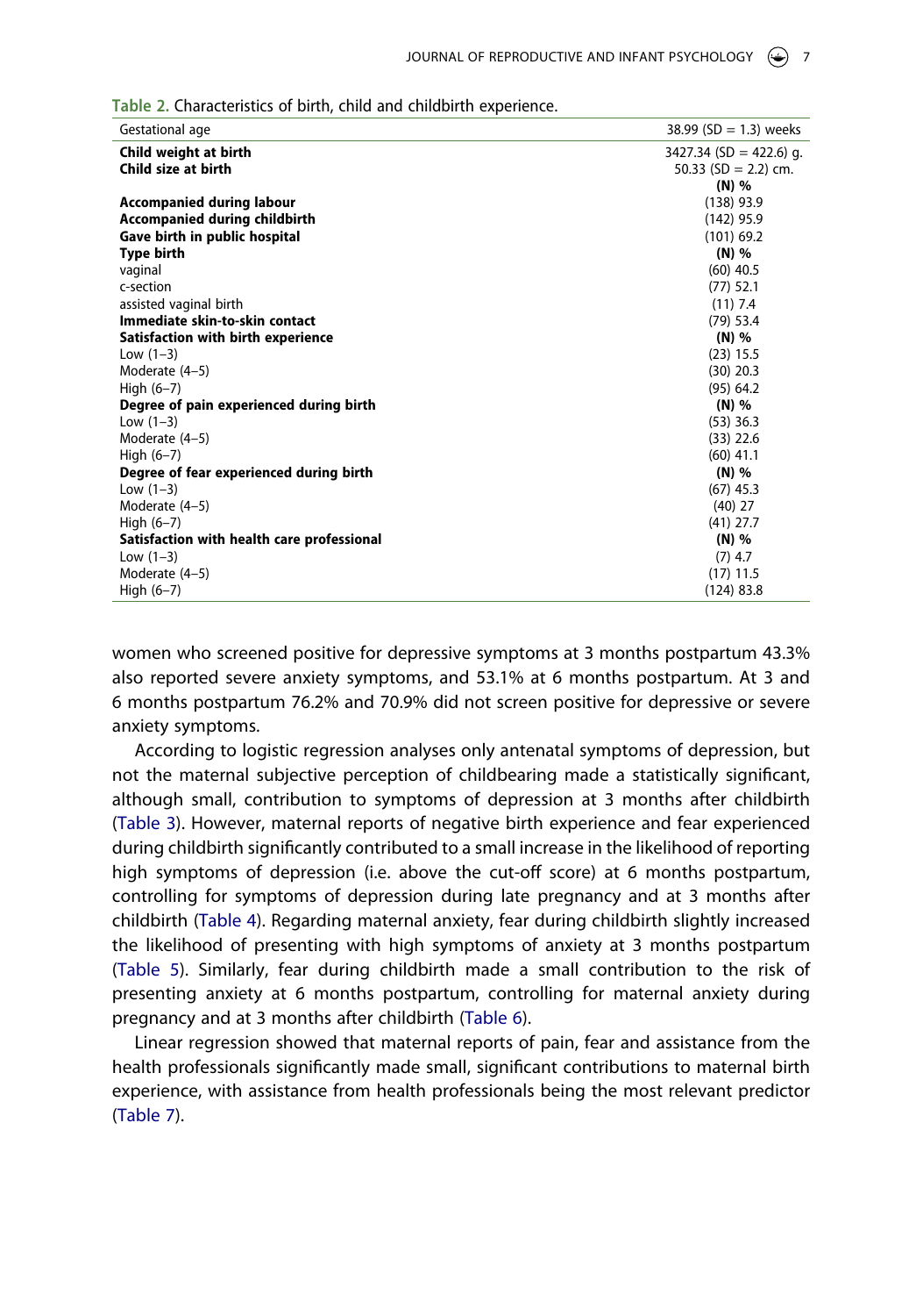**Table 2.** Characteristics of birth, child and childbirth experience.

| Gestational age | 38.99 (SD = 1.3) weeks |
| --- | --- |
| **Child weight at birth** | 3427.34 (SD = 422.6) g. |
| **Child size at birth** | 50.33 (SD = 2.2) cm. |
| | **(N) %** |
| **Accompanied during labour** | (138) 93.9 |
| **Accompanied during childbirth** | (142) 95.9 |
| **Gave birth in public hospital** | (101) 69.2 |
| **Type birth** | **(N) %** |
| vaginal | (60) 40.5 |
| c-section | (77) 52.1 |
| assisted vaginal birth | (11) 7.4 |
| **Immediate skin-to-skin contact** | (79) 53.4 |
| **Satisfaction with birth experience** | **(N) %** |
| Low (1–3) | (23) 15.5 |
| Moderate (4–5) | (30) 20.3 |
| High (6–7) | (95) 64.2 |
| **Degree of pain experienced during birth** | **(N) %** |
| Low (1–3) | (53) 36.3 |
| Moderate (4–5) | (33) 22.6 |
| High (6–7) | (60) 41.1 |
| **Degree of fear experienced during birth** | **(N) %** |
| Low (1–3) | (67) 45.3 |
| Moderate (4–5) | (40) 27 |
| High (6–7) | (41) 27.7 |
| **Satisfaction with health care professional** | **(N) %** |
| Low (1–3) | (7) 4.7 |
| Moderate (4–5) | (17) 11.5 |
| High (6–7) | (124) 83.8 |

women who screened positive for depressive symptoms at 3 months postpartum 43.3% also reported severe anxiety symptoms, and 53.1% at 6 months postpartum. At 3 and 6 months postpartum 76.2% and 70.9% did not screen positive for depressive or severe anxiety symptoms.

According to logistic regression analyses only antenatal symptoms of depression, but not the maternal subjective perception of childbearing made a statistically significant, although small, contribution to symptoms of depression at 3 months after childbirth (Table 3). However, maternal reports of negative birth experience and fear experienced during childbirth significantly contributed to a small increase in the likelihood of reporting high symptoms of depression (i.e. above the cut-off score) at 6 months postpartum, controlling for symptoms of depression during late pregnancy and at 3 months after childbirth (Table 4). Regarding maternal anxiety, fear during childbirth slightly increased the likelihood of presenting with high symptoms of anxiety at 3 months postpartum (Table 5). Similarly, fear during childbirth made a small contribution to the risk of presenting anxiety at 6 months postpartum, controlling for maternal anxiety during pregnancy and at 3 months after childbirth (Table 6).

Linear regression showed that maternal reports of pain, fear and assistance from the health professionals significantly made small, significant contributions to maternal birth experience, with assistance from health professionals being the most relevant predictor (Table 7).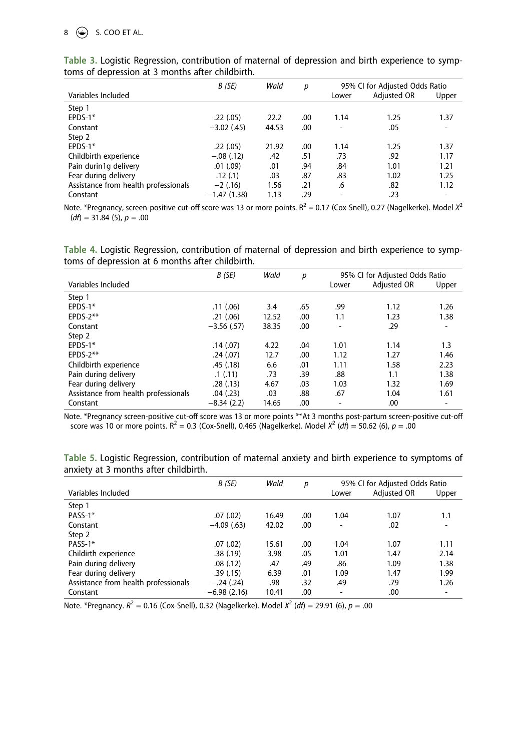**Table 3.** Logistic Regression, contribution of maternal of depression and birth experience to symptoms of depression at 3 months after childbirth.

| Variables Included | *B (SE)* | *Wald* | *p* | 95% CI for Adjusted Odds Ratio | | |
|---|---|---|---|---|---|---|
| | | | | Lower | Adjusted OR | Upper |
| Step 1 | | | | | | |
| EPDS-1* | .22 (.05) | 22.2 | .00 | 1.14 | 1.25 | 1.37 |
| Constant | −3.02 (.45) | 44.53 | .00 | - | .05 | - |
| Step 2 | | | | | | |
| EPDS-1* | .22 (.05) | 21.92 | .00 | 1.14 | 1.25 | 1.37 |
| Childbirth experience | −.08 (.12) | .42 | .51 | .73 | .92 | 1.17 |
| Pain durin1g delivery | .01 (.09) | .01 | .94 | .84 | 1.01 | 1.21 |
| Fear during delivery | .12 (.1) | .03 | .87 | .83 | 1.02 | 1.25 |
| Assistance from health professionals | −2 (.16) | 1.56 | .21 | .6 | .82 | 1.12 |
| Constant | −1.47 (1.38) | 1.13 | .29 | - | .23 | - |

Note. *Pregnancy, screen-positive cut-off score was 13 or more points. $R^2$ = 0.17 (Cox-Snell), 0.27 (Nagelkerke). Model $X^2$ (*df*) = 31.84 (5), *p* = .00

**Table 4.** Logistic Regression, contribution of maternal of depression and birth experience to symptoms of depression at 6 months after childbirth.

| Variables Included | *B (SE)* | *Wald* | *p* | 95% CI for Adjusted Odds Ratio | | |
|---|---|---|---|---|---|---|
| | | | | Lower | Adjusted OR | Upper |
| Step 1 | | | | | | |
| EPDS-1* | .11 (.06) | 3.4 | .65 | .99 | 1.12 | 1.26 |
| EPDS-2** | .21 (.06) | 12.52 | .00 | 1.1 | 1.23 | 1.38 |
| Constant | −3.56 (.57) | 38.35 | .00 | - | .29 | - |
| Step 2 | | | | | | |
| EPDS-1* | .14 (.07) | 4.22 | .04 | 1.01 | 1.14 | 1.3 |
| EPDS-2** | .24 (.07) | 12.7 | .00 | 1.12 | 1.27 | 1.46 |
| Childbirth experience | .45 (.18) | 6.6 | .01 | 1.11 | 1.58 | 2.23 |
| Pain during delivery | .1 (.11) | .73 | .39 | .88 | 1.1 | 1.38 |
| Fear during delivery | .28 (.13) | 4.67 | .03 | 1.03 | 1.32 | 1.69 |
| Assistance from health professionals | .04 (.23) | .03 | .88 | .67 | 1.04 | 1.61 |
| Constant | −8.34 (2.2) | 14.65 | .00 | - | .00 | - |

Note. *Pregnancy screen-positive cut-off score was 13 or more points **At 3 months post-partum screen-positive cut-off score was 10 or more points. $R^2$ = 0.3 (Cox-Snell), 0.465 (Nagelkerke). Model $X^2$ (*df*) = 50.62 (6), *p* = .00

**Table 5.** Logistic Regression, contribution of maternal anxiety and birth experience to symptoms of anxiety at 3 months after childbirth.

| Variables Included | *B (SE)* | *Wald* | *p* | 95% CI for Adjusted Odds Ratio | | |
|---|---|---|---|---|---|---|
| | | | | Lower | Adjusted OR | Upper |
| Step 1 | | | | | | |
| PASS-1* | .07 (.02) | 16.49 | .00 | 1.04 | 1.07 | 1.1 |
| Constant | −4.09 (.63) | 42.02 | .00 | - | .02 | - |
| Step 2 | | | | | | |
| PASS-1* | .07 (.02) | 15.61 | .00 | 1.04 | 1.07 | 1.11 |
| Childirth experience | .38 (.19) | 3.98 | .05 | 1.01 | 1.47 | 2.14 |
| Pain during delivery | .08 (.12) | .47 | .49 | .86 | 1.09 | 1.38 |
| Fear during delivery | .39 (.15) | 6.39 | .01 | 1.09 | 1.47 | 1.99 |
| Assistance from health professionals | −.24 (.24) | .98 | .32 | .49 | .79 | 1.26 |
| Constant | −6.98 (2.16) | 10.41 | .00 | - | .00 | - |

Note. *Pregnancy. $R^2$ = 0.16 (Cox-Snell), 0.32 (Nagelkerke). Model $X^2$ (*df*) = 29.91 (6), *p* = .00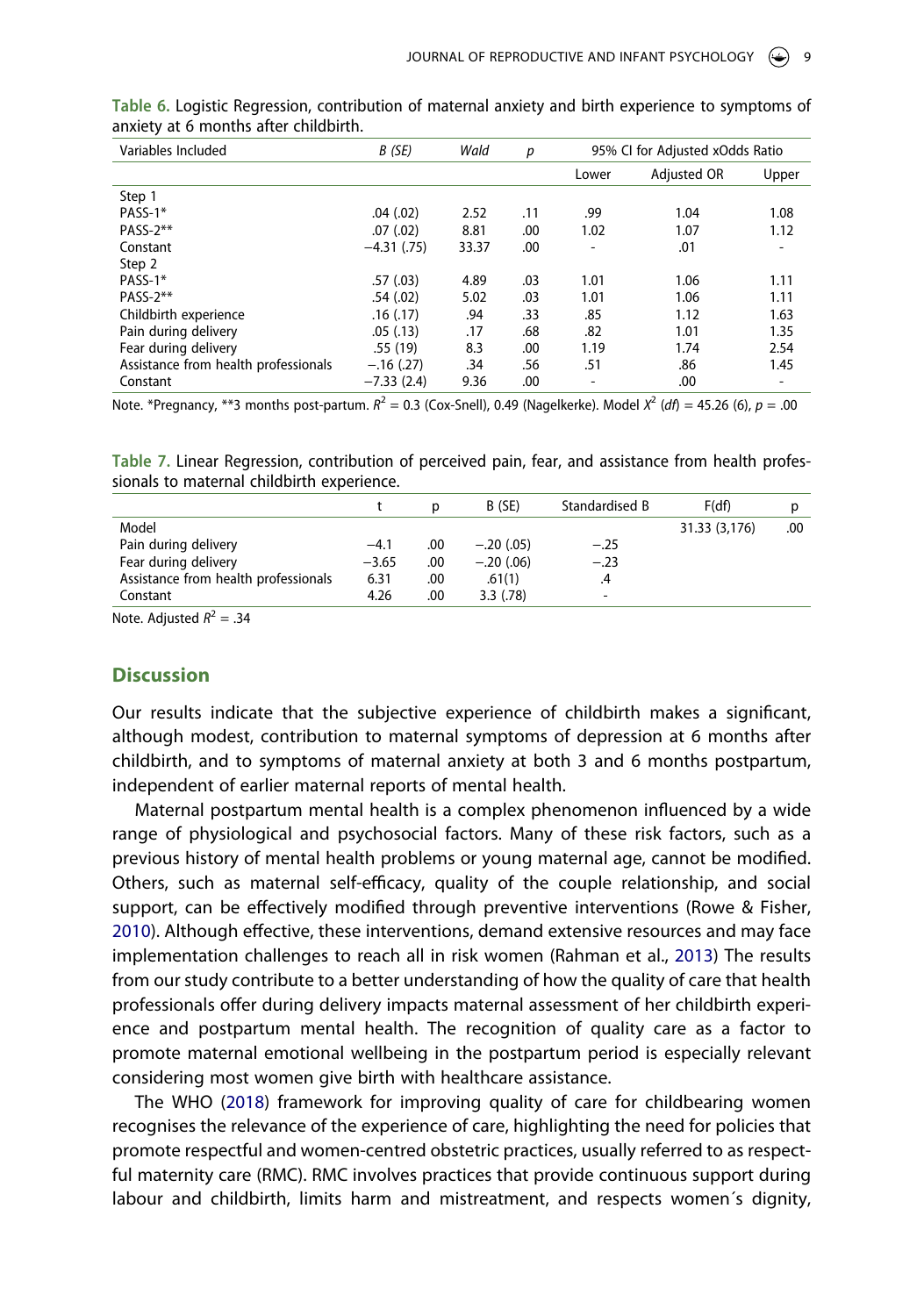Table 6. Logistic Regression, contribution of maternal anxiety and birth experience to symptoms of anxiety at 6 months after childbirth.

| Variables Included | B (SE) | Wald | p | 95% CI for Adjusted xOdds Ratio | | |
|---|---|---|---|---|---|---|
| | | | | Lower | Adjusted OR | Upper |
| Step 1 | | | | | | |
| PASS-1* | .04 (.02) | 2.52 | .11 | .99 | 1.04 | 1.08 |
| PASS-2** | .07 (.02) | 8.81 | .00 | 1.02 | 1.07 | 1.12 |
| Constant | −4.31 (.75) | 33.37 | .00 | - | .01 | - |
| Step 2 | | | | | | |
| PASS-1* | .57 (.03) | 4.89 | .03 | 1.01 | 1.06 | 1.11 |
| PASS-2** | .54 (.02) | 5.02 | .03 | 1.01 | 1.06 | 1.11 |
| Childbirth experience | .16 (.17) | .94 | .33 | .85 | 1.12 | 1.63 |
| Pain during delivery | .05 (.13) | .17 | .68 | .82 | 1.01 | 1.35 |
| Fear during delivery | .55 (19) | 8.3 | .00 | 1.19 | 1.74 | 2.54 |
| Assistance from health professionals | −.16 (.27) | .34 | .56 | .51 | .86 | 1.45 |
| Constant | −7.33 (2.4) | 9.36 | .00 | - | .00 | - |

Note. *Pregnancy, **3 months post-partum. $R^2$ = 0.3 (Cox-Snell), 0.49 (Nagelkerke). Model $X^2$ (*df*) = 45.26 (6), *p* = .00

Table 7. Linear Regression, contribution of perceived pain, fear, and assistance from health professionals to maternal childbirth experience.

| | t | p | B (SE) | Standardised B | F(df) | p |
|---|---|---|---|---|---|---|
| Model | | | | | 31.33 (3,176) | .00 |
| Pain during delivery | −4.1 | .00 | −.20 (.05) | −.25 | | |
| Fear during delivery | −3.65 | .00 | −.20 (.06) | −.23 | | |
| Assistance from health professionals | 6.31 | .00 | .61(1) | .4 | | |
| Constant | 4.26 | .00 | 3.3 (.78) | - | | |

Note. Adjusted $R^2$ = .34

## Discussion

Our results indicate that the subjective experience of childbirth makes a significant, although modest, contribution to maternal symptoms of depression at 6 months after childbirth, and to symptoms of maternal anxiety at both 3 and 6 months postpartum, independent of earlier maternal reports of mental health.

Maternal postpartum mental health is a complex phenomenon influenced by a wide range of physiological and psychosocial factors. Many of these risk factors, such as a previous history of mental health problems or young maternal age, cannot be modified. Others, such as maternal self-efficacy, quality of the couple relationship, and social support, can be effectively modified through preventive interventions (Rowe & Fisher, 2010). Although effective, these interventions, demand extensive resources and may face implementation challenges to reach all in risk women (Rahman et al., 2013) The results from our study contribute to a better understanding of how the quality of care that health professionals offer during delivery impacts maternal assessment of her childbirth experience and postpartum mental health. The recognition of quality care as a factor to promote maternal emotional wellbeing in the postpartum period is especially relevant considering most women give birth with healthcare assistance.

The WHO (2018) framework for improving quality of care for childbearing women recognises the relevance of the experience of care, highlighting the need for policies that promote respectful and women-centred obstetric practices, usually referred to as respectful maternity care (RMC). RMC involves practices that provide continuous support during labour and childbirth, limits harm and mistreatment, and respects women´s dignity,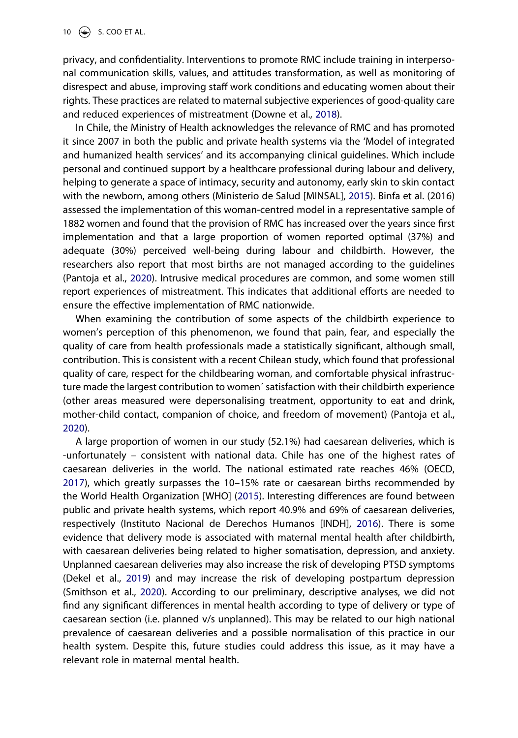privacy, and confidentiality. Interventions to promote RMC include training in interpersonal communication skills, values, and attitudes transformation, as well as monitoring of disrespect and abuse, improving staff work conditions and educating women about their rights. These practices are related to maternal subjective experiences of good-quality care and reduced experiences of mistreatment (Downe et al., 2018).

In Chile, the Ministry of Health acknowledges the relevance of RMC and has promoted it since 2007 in both the public and private health systems via the 'Model of integrated and humanized health services' and its accompanying clinical guidelines. Which include personal and continued support by a healthcare professional during labour and delivery, helping to generate a space of intimacy, security and autonomy, early skin to skin contact with the newborn, among others (Ministerio de Salud [MINSAL], 2015). Binfa et al. (2016) assessed the implementation of this woman-centred model in a representative sample of 1882 women and found that the provision of RMC has increased over the years since first implementation and that a large proportion of women reported optimal (37%) and adequate (30%) perceived well-being during labour and childbirth. However, the researchers also report that most births are not managed according to the guidelines (Pantoja et al., 2020). Intrusive medical procedures are common, and some women still report experiences of mistreatment. This indicates that additional efforts are needed to ensure the effective implementation of RMC nationwide.

When examining the contribution of some aspects of the childbirth experience to women's perception of this phenomenon, we found that pain, fear, and especially the quality of care from health professionals made a statistically significant, although small, contribution. This is consistent with a recent Chilean study, which found that professional quality of care, respect for the childbearing woman, and comfortable physical infrastructure made the largest contribution to women´ satisfaction with their childbirth experience (other areas measured were depersonalising treatment, opportunity to eat and drink, mother-child contact, companion of choice, and freedom of movement) (Pantoja et al., 2020).

A large proportion of women in our study (52.1%) had caesarean deliveries, which is -unfortunately – consistent with national data. Chile has one of the highest rates of caesarean deliveries in the world. The national estimated rate reaches 46% (OECD, 2017), which greatly surpasses the 10–15% rate or caesarean births recommended by the World Health Organization [WHO] (2015). Interesting differences are found between public and private health systems, which report 40.9% and 69% of caesarean deliveries, respectively (Instituto Nacional de Derechos Humanos [INDH], 2016). There is some evidence that delivery mode is associated with maternal mental health after childbirth, with caesarean deliveries being related to higher somatisation, depression, and anxiety. Unplanned caesarean deliveries may also increase the risk of developing PTSD symptoms (Dekel et al., 2019) and may increase the risk of developing postpartum depression (Smithson et al., 2020). According to our preliminary, descriptive analyses, we did not find any significant differences in mental health according to type of delivery or type of caesarean section (i.e. planned v/s unplanned). This may be related to our high national prevalence of caesarean deliveries and a possible normalisation of this practice in our health system. Despite this, future studies could address this issue, as it may have a relevant role in maternal mental health.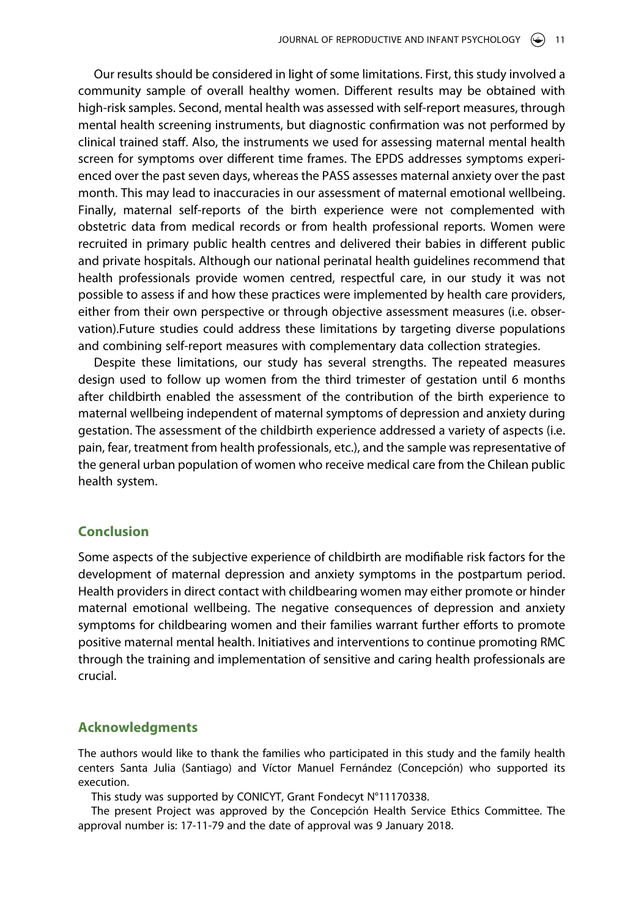Our results should be considered in light of some limitations. First, this study involved a community sample of overall healthy women. Different results may be obtained with high-risk samples. Second, mental health was assessed with self-report measures, through mental health screening instruments, but diagnostic confirmation was not performed by clinical trained staff. Also, the instruments we used for assessing maternal mental health screen for symptoms over different time frames. The EPDS addresses symptoms experienced over the past seven days, whereas the PASS assesses maternal anxiety over the past month. This may lead to inaccuracies in our assessment of maternal emotional wellbeing. Finally, maternal self-reports of the birth experience were not complemented with obstetric data from medical records or from health professional reports. Women were recruited in primary public health centres and delivered their babies in different public and private hospitals. Although our national perinatal health guidelines recommend that health professionals provide women centred, respectful care, in our study it was not possible to assess if and how these practices were implemented by health care providers, either from their own perspective or through objective assessment measures (i.e. observation).Future studies could address these limitations by targeting diverse populations and combining self-report measures with complementary data collection strategies.

Despite these limitations, our study has several strengths. The repeated measures design used to follow up women from the third trimester of gestation until 6 months after childbirth enabled the assessment of the contribution of the birth experience to maternal wellbeing independent of maternal symptoms of depression and anxiety during gestation. The assessment of the childbirth experience addressed a variety of aspects (i.e. pain, fear, treatment from health professionals, etc.), and the sample was representative of the general urban population of women who receive medical care from the Chilean public health system.

## Conclusion

Some aspects of the subjective experience of childbirth are modifiable risk factors for the development of maternal depression and anxiety symptoms in the postpartum period. Health providers in direct contact with childbearing women may either promote or hinder maternal emotional wellbeing. The negative consequences of depression and anxiety symptoms for childbearing women and their families warrant further efforts to promote positive maternal mental health. Initiatives and interventions to continue promoting RMC through the training and implementation of sensitive and caring health professionals are crucial.

## Acknowledgments

The authors would like to thank the families who participated in this study and the family health centers Santa Julia (Santiago) and Víctor Manuel Fernández (Concepción) who supported its execution.

This study was supported by CONICYT, Grant Fondecyt N°11170338.

The present Project was approved by the Concepción Health Service Ethics Committee. The approval number is: 17-11-79 and the date of approval was 9 January 2018.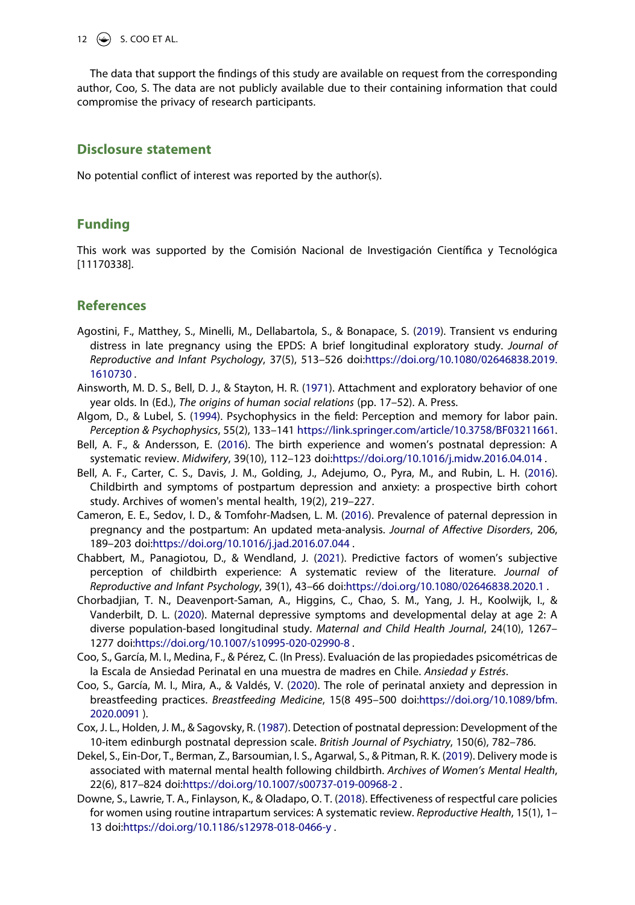The data that support the findings of this study are available on request from the corresponding author, Coo, S. The data are not publicly available due to their containing information that could compromise the privacy of research participants.

## Disclosure statement

No potential conflict of interest was reported by the author(s).

## Funding

This work was supported by the Comisión Nacional de Investigación Científica y Tecnológica [11170338].

## References

Agostini, F., Matthey, S., Minelli, M., Dellabartola, S., & Bonapace, S. (2019). Transient vs enduring distress in late pregnancy using the EPDS: A brief longitudinal exploratory study. *Journal of Reproductive and Infant Psychology*, 37(5), 513–526 doi:https://doi.org/10.1080/02646838.2019.1610730 .

Ainsworth, M. D. S., Bell, D. J., & Stayton, H. R. (1971). Attachment and exploratory behavior of one year olds. In (Ed.), *The origins of human social relations* (pp. 17–52). A. Press.

Algom, D., & Lubel, S. (1994). Psychophysics in the field: Perception and memory for labor pain. *Perception & Psychophysics*, 55(2), 133–141 https://link.springer.com/article/10.3758/BF03211661.

Bell, A. F., & Andersson, E. (2016). The birth experience and women's postnatal depression: A systematic review. *Midwifery*, 39(10), 112–123 doi:https://doi.org/10.1016/j.midw.2016.04.014 .

Bell, A. F., Carter, C. S., Davis, J. M., Golding, J., Adejumo, O., Pyra, M., and Rubin, L. H. (2016). Childbirth and symptoms of postpartum depression and anxiety: a prospective birth cohort study. Archives of women's mental health, 19(2), 219–227.

Cameron, E. E., Sedov, I. D., & Tomfohr-Madsen, L. M. (2016). Prevalence of paternal depression in pregnancy and the postpartum: An updated meta-analysis. *Journal of Affective Disorders*, 206, 189–203 doi:https://doi.org/10.1016/j.jad.2016.07.044 .

Chabbert, M., Panagiotou, D., & Wendland, J. (2021). Predictive factors of women's subjective perception of childbirth experience: A systematic review of the literature. *Journal of Reproductive and Infant Psychology*, 39(1), 43–66 doi:https://doi.org/10.1080/02646838.2020.1 .

Chorbadjian, T. N., Deavenport-Saman, A., Higgins, C., Chao, S. M., Yang, J. H., Koolwijk, I., & Vanderbilt, D. L. (2020). Maternal depressive symptoms and developmental delay at age 2: A diverse population-based longitudinal study. *Maternal and Child Health Journal*, 24(10), 1267–1277 doi:https://doi.org/10.1007/s10995-020-02990-8 .

Coo, S., García, M. I., Medina, F., & Pérez, C. (In Press). Evaluación de las propiedades psicométricas de la Escala de Ansiedad Perinatal en una muestra de madres en Chile. *Ansiedad y Estrés*.

Coo, S., García, M. I., Mira, A., & Valdés, V. (2020). The role of perinatal anxiety and depression in breastfeeding practices. *Breastfeeding Medicine*, 15(8 495–500 doi:https://doi.org/10.1089/bfm.2020.0091 ).

Cox, J. L., Holden, J. M., & Sagovsky, R. (1987). Detection of postnatal depression: Development of the 10-item edinburgh postnatal depression scale. *British Journal of Psychiatry*, 150(6), 782–786.

Dekel, S., Ein-Dor, T., Berman, Z., Barsoumian, I. S., Agarwal, S., & Pitman, R. K. (2019). Delivery mode is associated with maternal mental health following childbirth. *Archives of Women's Mental Health*, 22(6), 817–824 doi:https://doi.org/10.1007/s00737-019-00968-2 .

Downe, S., Lawrie, T. A., Finlayson, K., & Oladapo, O. T. (2018). Effectiveness of respectful care policies for women using routine intrapartum services: A systematic review. *Reproductive Health*, 15(1), 1–13 doi:https://doi.org/10.1186/s12978-018-0466-y .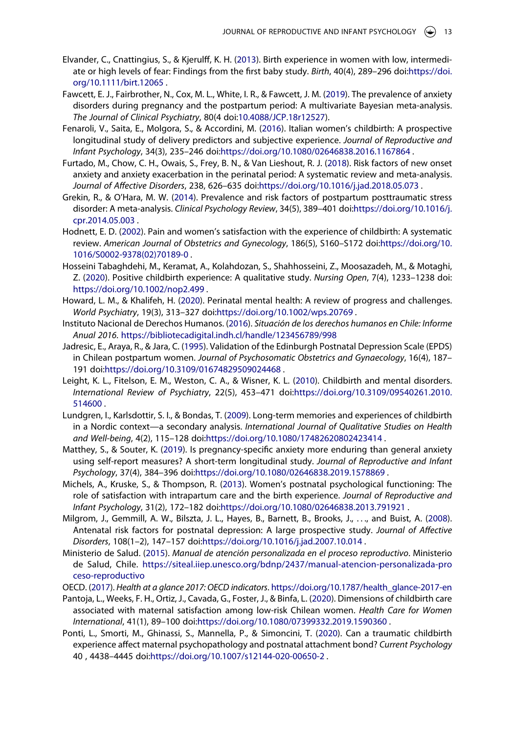Elvander, C., Cnattingius, S., & Kjerulff, K. H. (2013). Birth experience in women with low, intermediate or high levels of fear: Findings from the first baby study. *Birth*, 40(4), 289–296 doi:https://doi.org/10.1111/birt.12065 .

Fawcett, E. J., Fairbrother, N., Cox, M. L., White, I. R., & Fawcett, J. M. (2019). The prevalence of anxiety disorders during pregnancy and the postpartum period: A multivariate Bayesian meta-analysis. *The Journal of Clinical Psychiatry*, 80(4 doi:10.4088/JCP.18r12527).

Fenaroli, V., Saita, E., Molgora, S., & Accordini, M. (2016). Italian women's childbirth: A prospective longitudinal study of delivery predictors and subjective experience. *Journal of Reproductive and Infant Psychology*, 34(3), 235–246 doi:https://doi.org/10.1080/02646838.2016.1167864 .

Furtado, M., Chow, C. H., Owais, S., Frey, B. N., & Van Lieshout, R. J. (2018). Risk factors of new onset anxiety and anxiety exacerbation in the perinatal period: A systematic review and meta-analysis. *Journal of Affective Disorders*, 238, 626–635 doi:https://doi.org/10.1016/j.jad.2018.05.073 .

Grekin, R., & O'Hara, M. W. (2014). Prevalence and risk factors of postpartum posttraumatic stress disorder: A meta-analysis. *Clinical Psychology Review*, 34(5), 389–401 doi:https://doi.org/10.1016/j.cpr.2014.05.003 .

Hodnett, E. D. (2002). Pain and women's satisfaction with the experience of childbirth: A systematic review. *American Journal of Obstetrics and Gynecology*, 186(5), S160–S172 doi:https://doi.org/10.1016/S0002-9378(02)70189-0 .

Hosseini Tabaghdehi, M., Keramat, A., Kolahdozan, S., Shahhosseini, Z., Moosazadeh, M., & Motaghi, Z. (2020). Positive childbirth experience: A qualitative study. *Nursing Open*, 7(4), 1233–1238 doi:https://doi.org/10.1002/nop2.499 .

Howard, L. M., & Khalifeh, H. (2020). Perinatal mental health: A review of progress and challenges. *World Psychiatry*, 19(3), 313–327 doi:https://doi.org/10.1002/wps.20769 .

Instituto Nacional de Derechos Humanos. (2016). *Situación de los derechos humanos en Chile: Informe Anual 2016.* https://bibliotecadigital.indh.cl/handle/123456789/998

Jadresic, E., Araya, R., & Jara, C. (1995). Validation of the Edinburgh Postnatal Depression Scale (EPDS) in Chilean postpartum women. *Journal of Psychosomatic Obstetrics and Gynaecology*, 16(4), 187–191 doi:https://doi.org/10.3109/01674829509024468 .

Leight, K. L., Fitelson, E. M., Weston, C. A., & Wisner, K. L. (2010). Childbirth and mental disorders. *International Review of Psychiatry*, 22(5), 453–471 doi:https://doi.org/10.3109/09540261.2010.514600 .

Lundgren, I., Karlsdottir, S. I., & Bondas, T. (2009). Long-term memories and experiences of childbirth in a Nordic context—a secondary analysis. *International Journal of Qualitative Studies on Health and Well-being*, 4(2), 115–128 doi:https://doi.org/10.1080/17482620802423414 .

Matthey, S., & Souter, K. (2019). Is pregnancy-specific anxiety more enduring than general anxiety using self-report measures? A short-term longitudinal study. *Journal of Reproductive and Infant Psychology*, 37(4), 384–396 doi:https://doi.org/10.1080/02646838.2019.1578869 .

Michels, A., Kruske, S., & Thompson, R. (2013). Women's postnatal psychological functioning: The role of satisfaction with intrapartum care and the birth experience. *Journal of Reproductive and Infant Psychology*, 31(2), 172–182 doi:https://doi.org/10.1080/02646838.2013.791921 .

Milgrom, J., Gemmill, A. W., Bilszta, J. L., Hayes, B., Barnett, B., Brooks, J., . . ., and Buist, A. (2008). Antenatal risk factors for postnatal depression: A large prospective study. *Journal of Affective Disorders*, 108(1–2), 147–157 doi:https://doi.org/10.1016/j.jad.2007.10.014 .

Ministerio de Salud. (2015). *Manual de atención personalizada en el proceso reproductivo*. Ministerio de Salud, Chile. https://siteal.iiep.unesco.org/bdnp/2437/manual-atencion-personalizada-proceso-reproductivo

OECD. (2017). *Health at a glance 2017: OECD indicators*. https://doi.org/10.1787/health_glance-2017-en

Pantoja, L., Weeks, F. H., Ortiz, J., Cavada, G., Foster, J., & Binfa, L. (2020). Dimensions of childbirth care associated with maternal satisfaction among low-risk Chilean women. *Health Care for Women International*, 41(1), 89–100 doi:https://doi.org/10.1080/07399332.2019.1590360 .

Ponti, L., Smorti, M., Ghinassi, S., Mannella, P., & Simoncini, T. (2020). Can a traumatic childbirth experience affect maternal psychopathology and postnatal attachment bond? *Current Psychology* 40 , 4438–4445 doi:https://doi.org/10.1007/s12144-020-00650-2 .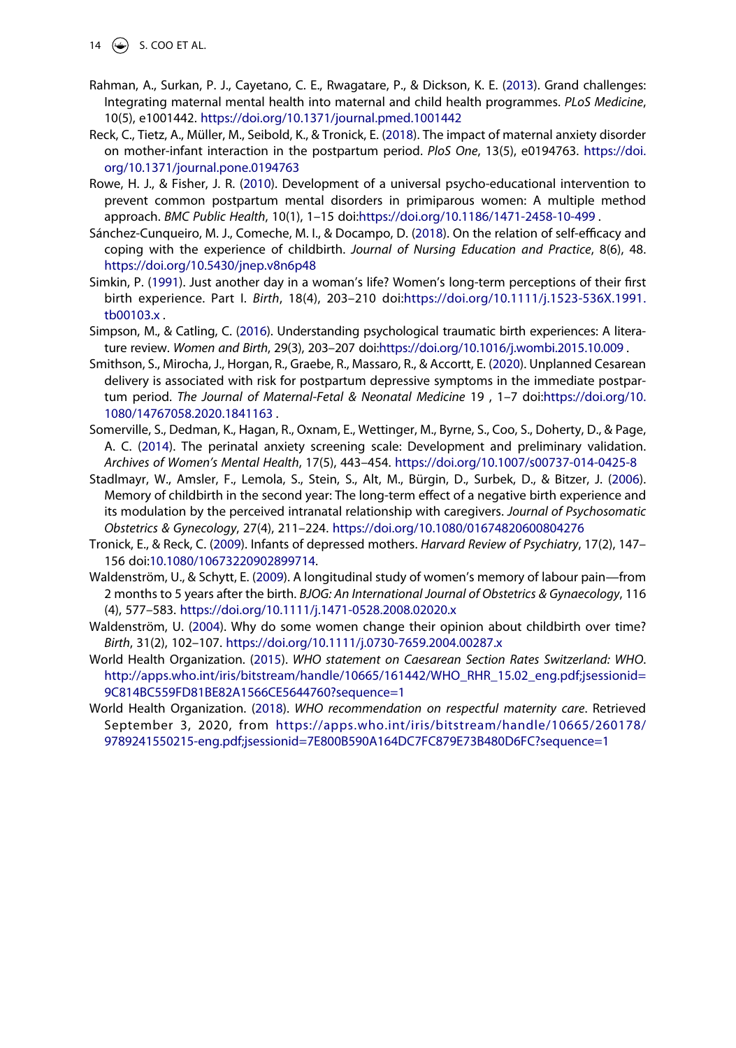Rahman, A., Surkan, P. J., Cayetano, C. E., Rwagatare, P., & Dickson, K. E. (2013). Grand challenges: Integrating maternal mental health into maternal and child health programmes. *PLoS Medicine*, 10(5), e1001442. https://doi.org/10.1371/journal.pmed.1001442

Reck, C., Tietz, A., Müller, M., Seibold, K., & Tronick, E. (2018). The impact of maternal anxiety disorder on mother-infant interaction in the postpartum period. *PloS One*, 13(5), e0194763. https://doi.org/10.1371/journal.pone.0194763

Rowe, H. J., & Fisher, J. R. (2010). Development of a universal psycho-educational intervention to prevent common postpartum mental disorders in primiparous women: A multiple method approach. *BMC Public Health*, 10(1), 1–15 doi:https://doi.org/10.1186/1471-2458-10-499 .

Sánchez-Cunqueiro, M. J., Comeche, M. I., & Docampo, D. (2018). On the relation of self-efficacy and coping with the experience of childbirth. *Journal of Nursing Education and Practice*, 8(6), 48. https://doi.org/10.5430/jnep.v8n6p48

Simkin, P. (1991). Just another day in a woman's life? Women's long-term perceptions of their first birth experience. Part I. *Birth*, 18(4), 203–210 doi:https://doi.org/10.1111/j.1523-536X.1991.tb00103.x .

Simpson, M., & Catling, C. (2016). Understanding psychological traumatic birth experiences: A literature review. *Women and Birth*, 29(3), 203–207 doi:https://doi.org/10.1016/j.wombi.2015.10.009 .

Smithson, S., Mirocha, J., Horgan, R., Graebe, R., Massaro, R., & Accortt, E. (2020). Unplanned Cesarean delivery is associated with risk for postpartum depressive symptoms in the immediate postpartum period. *The Journal of Maternal-Fetal & Neonatal Medicine* 19 , 1–7 doi:https://doi.org/10.1080/14767058.2020.1841163 .

Somerville, S., Dedman, K., Hagan, R., Oxnam, E., Wettinger, M., Byrne, S., Coo, S., Doherty, D., & Page, A. C. (2014). The perinatal anxiety screening scale: Development and preliminary validation. *Archives of Women's Mental Health*, 17(5), 443–454. https://doi.org/10.1007/s00737-014-0425-8

Stadlmayr, W., Amsler, F., Lemola, S., Stein, S., Alt, M., Bürgin, D., Surbek, D., & Bitzer, J. (2006). Memory of childbirth in the second year: The long-term effect of a negative birth experience and its modulation by the perceived intranatal relationship with caregivers. *Journal of Psychosomatic Obstetrics & Gynecology*, 27(4), 211–224. https://doi.org/10.1080/01674820600804276

Tronick, E., & Reck, C. (2009). Infants of depressed mothers. *Harvard Review of Psychiatry*, 17(2), 147–156 doi:10.1080/10673220902899714.

Waldenström, U., & Schytt, E. (2009). A longitudinal study of women's memory of labour pain—from 2 months to 5 years after the birth. *BJOG: An International Journal of Obstetrics & Gynaecology*, 116 (4), 577–583. https://doi.org/10.1111/j.1471-0528.2008.02020.x

Waldenström, U. (2004). Why do some women change their opinion about childbirth over time? *Birth*, 31(2), 102–107. https://doi.org/10.1111/j.0730-7659.2004.00287.x

World Health Organization. (2015). *WHO statement on Caesarean Section Rates Switzerland: WHO*. http://apps.who.int/iris/bitstream/handle/10665/161442/WHO_RHR_15.02_eng.pdf;jsessionid=9C814BC559FD81BE82A1566CE5644760?sequence=1

World Health Organization. (2018). *WHO recommendation on respectful maternity care*. Retrieved September 3, 2020, from https://apps.who.int/iris/bitstream/handle/10665/260178/9789241550215-eng.pdf;jsessionid=7E800B590A164DC7FC879E73B480D6FC?sequence=1